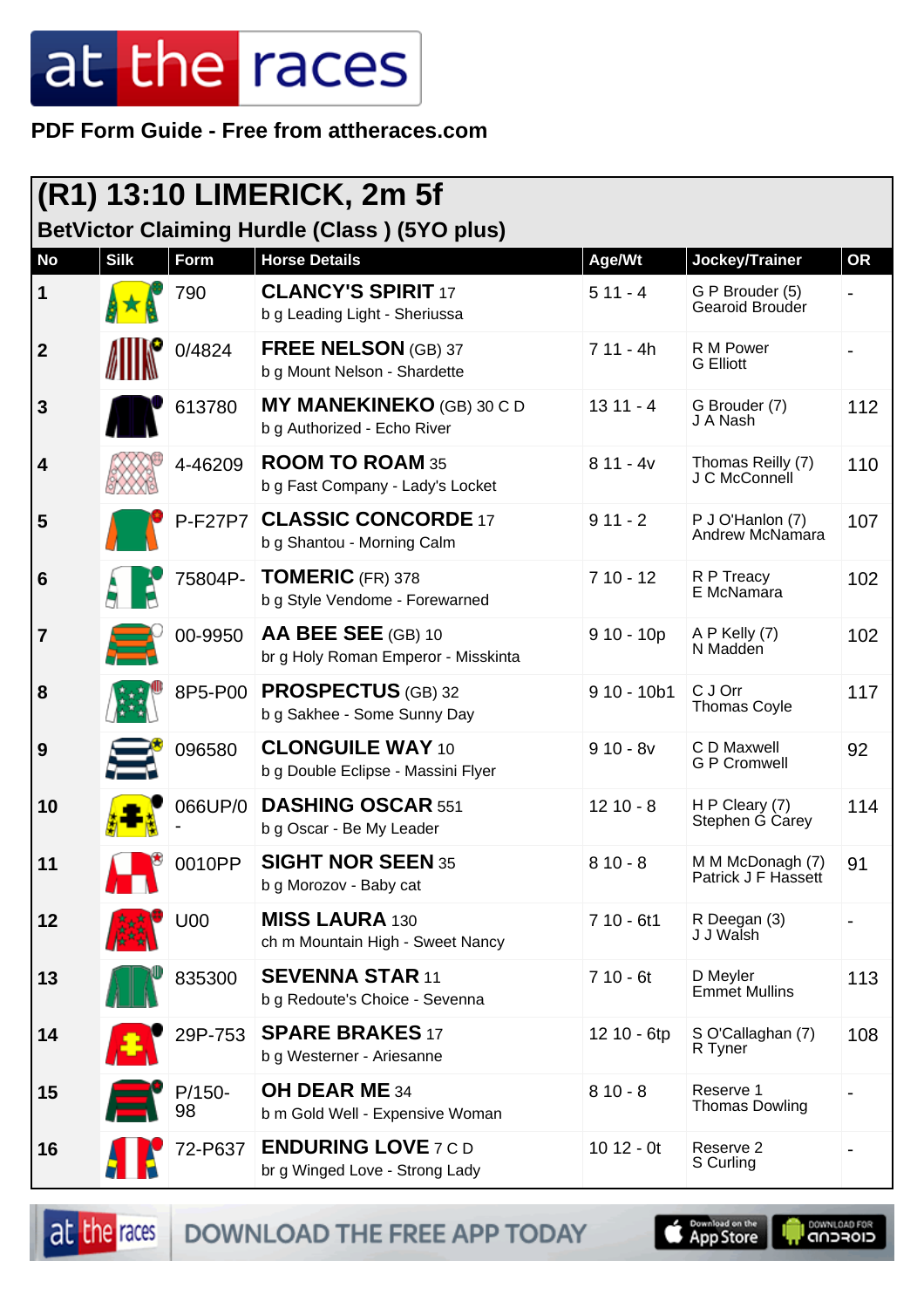# at the races

**PDF Form Guide - Free from attheraces.com**

## (R1) 13:10 LIMERICK, 2m 5f

### BetVictor Claiming Hurdle (Class ) (5YO plus)

| No | Silk | Form | Horse Details | Age/Wt | Jockey/Trainer | OR |
|---|---|---|---|---|---|---|
| 1 | | 790 | **CLANCY'S SPIRIT** 17<br>b g Leading Light - Sheriussa | 5 11 - 4 | G P Brouder (5)<br>Gearoid Brouder | - |
| 2 | | 0/4824 | **FREE NELSON** (GB) 37<br>b g Mount Nelson - Shardette | 7 11 - 4h | R M Power<br>G Elliott | - |
| 3 | | 613780 | **MY MANEKINEKO** (GB) 30 C D<br>b g Authorized - Echo River | 13 11 - 4 | G Brouder (7)<br>J A Nash | 112 |
| 4 | | 4-46209 | **ROOM TO ROAM** 35<br>b g Fast Company - Lady's Locket | 8 11 - 4v | Thomas Reilly (7)<br>J C McConnell | 110 |
| 5 | | P-F27P7 | **CLASSIC CONCORDE** 17<br>b g Shantou - Morning Calm | 9 11 - 2 | P J O'Hanlon (7)<br>Andrew McNamara | 107 |
| 6 | | 75804P- | **TOMERIC** (FR) 378<br>b g Style Vendome - Forewarned | 7 10 - 12 | R P Treacy<br>E McNamara | 102 |
| 7 | | 00-9950 | **AA BEE SEE** (GB) 10<br>br g Holy Roman Emperor - Misskinta | 9 10 - 10p | A P Kelly (7)<br>N Madden | 102 |
| 8 | | 8P5-P00 | **PROSPECTUS** (GB) 32<br>b g Sakhee - Some Sunny Day | 9 10 - 10b1 | C J Orr<br>Thomas Coyle | 117 |
| 9 | | 096580 | **CLONGUILE WAY** 10<br>b g Double Eclipse - Massini Flyer | 9 10 - 8v | C D Maxwell<br>G P Cromwell | 92 |
| 10 | | 066UP/0- | **DASHING OSCAR** 551<br>b g Oscar - Be My Leader | 12 10 - 8 | H P Cleary (7)<br>Stephen G Carey | 114 |
| 11 | | 0010PP | **SIGHT NOR SEEN** 35<br>b g Morozov - Baby cat | 8 10 - 8 | M M McDonagh (7)<br>Patrick J F Hassett | 91 |
| 12 | | U00 | **MISS LAURA** 130<br>ch m Mountain High - Sweet Nancy | 7 10 - 6t1 | R Deegan (3)<br>J J Walsh | - |
| 13 | | 835300 | **SEVENNA STAR** 11<br>b g Redoute's Choice - Sevenna | 7 10 - 6t | D Meyler<br>Emmet Mullins | 113 |
| 14 | | 29P-753 | **SPARE BRAKES** 17<br>b g Westerner - Ariesanne | 12 10 - 6tp | S O'Callaghan (7)<br>R Tyner | 108 |
| 15 | | P/150-98 | **OH DEAR ME** 34<br>b m Gold Well - Expensive Woman | 8 10 - 8 | Reserve 1<br>Thomas Dowling | - |
| 16 | | 72-P637 | **ENDURING LOVE** 7 C D<br>br g Winged Love - Strong Lady | 10 12 - 0t | Reserve 2<br>S Curling | - |

DOWNLOAD THE FREE APP TODAY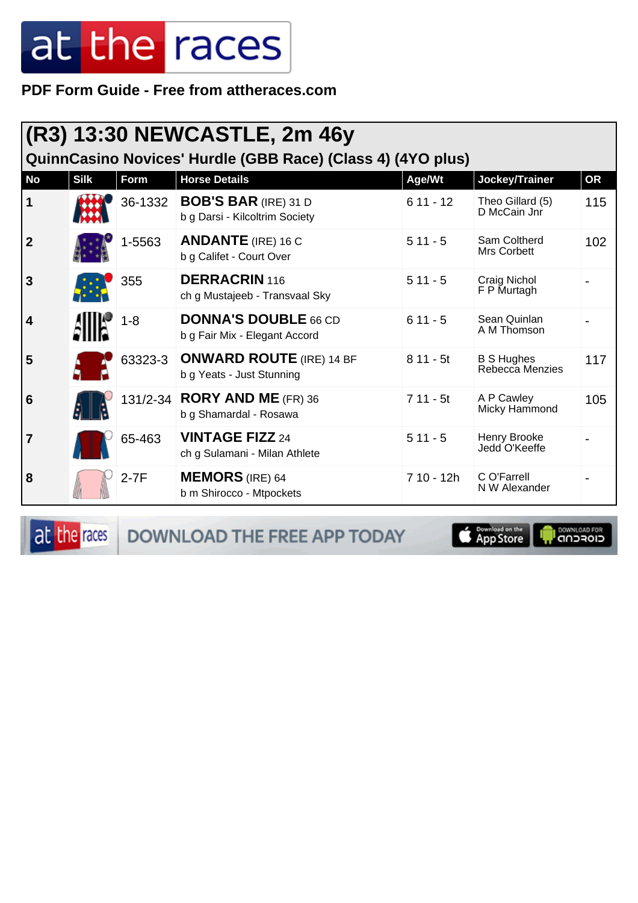**PDF Form Guide - Free from attheraces.com**

## (R3) 13:30 NEWCASTLE, 2m 46y

### QuinnCasino Novices' Hurdle (GBB Race) (Class 4) (4YO plus)

| No | Silk | Form | Horse Details | Age/Wt | Jockey/Trainer | OR |
|---|---|---|---|---|---|---|
| 1 | | 36-1332 | **BOB'S BAR** (IRE) 31 D<br>b g Darsi - Kilcoltrim Society | 6 11 - 12 | Theo Gillard (5)<br>D McCain Jnr | 115 |
| 2 | | 1-5563 | **ANDANTE** (IRE) 16 C<br>b g Califet - Court Over | 5 11 - 5 | Sam Coltherd<br>Mrs Corbett | 102 |
| 3 | | 355 | **DERRACRIN** 116<br>ch g Mustajeeb - Transvaal Sky | 5 11 - 5 | Craig Nichol<br>F P Murtagh | - |
| 4 | | 1-8 | **DONNA'S DOUBLE** 66 CD<br>b g Fair Mix - Elegant Accord | 6 11 - 5 | Sean Quinlan<br>A M Thomson | - |
| 5 | | 63323-3 | **ONWARD ROUTE** (IRE) 14 BF<br>b g Yeats - Just Stunning | 8 11 - 5t | B S Hughes<br>Rebecca Menzies | 117 |
| 6 | | 131/2-34 | **RORY AND ME** (FR) 36<br>b g Shamardal - Rosawa | 7 11 - 5t | A P Cawley<br>Micky Hammond | 105 |
| 7 | | 65-463 | **VINTAGE FIZZ** 24<br>ch g Sulamani - Milan Athlete | 5 11 - 5 | Henry Brooke<br>Jedd O'Keeffe | - |
| 8 | | 2-7F | **MEMORS** (IRE) 64<br>b m Shirocco - Mtpockets | 7 10 - 12h | C O'Farrell<br>N W Alexander | - |

DOWNLOAD THE FREE APP TODAY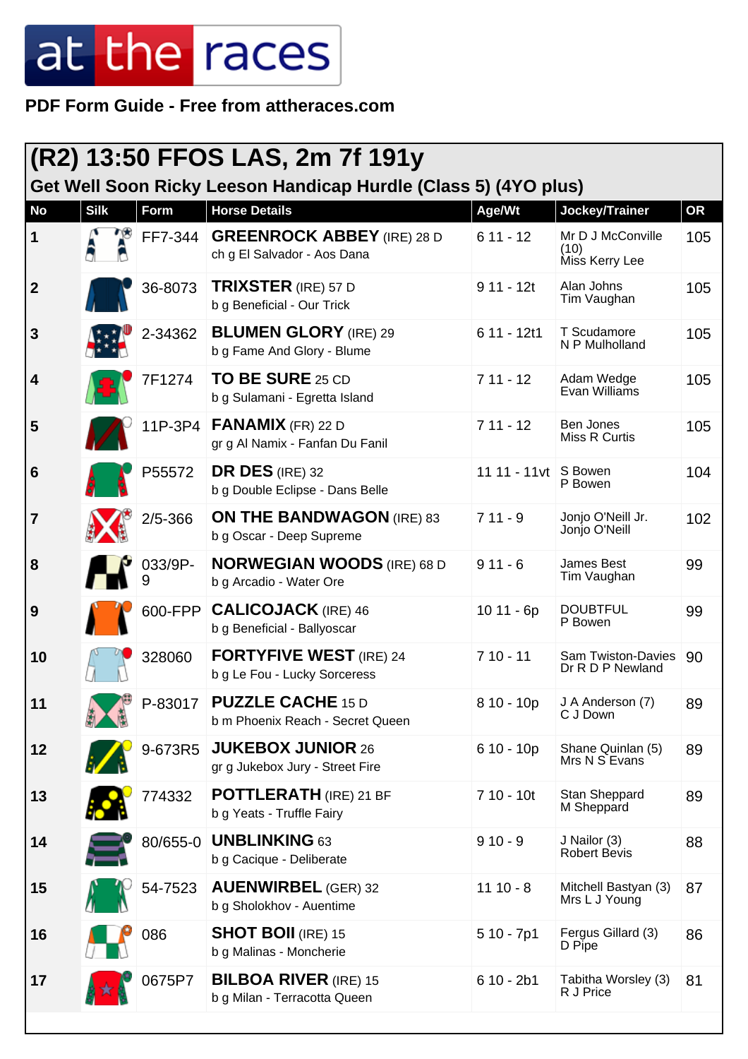at the races

**PDF Form Guide - Free from attheraces.com**

## (R2) 13:50 FFOS LAS, 2m 7f 191y

### Get Well Soon Ricky Leeson Handicap Hurdle (Class 5) (4YO plus)

| No | Silk | Form | Horse Details | Age/Wt | Jockey/Trainer | OR |
|---|---|---|---|---|---|---|
| 1 | | FF7-344 | **GREENROCK ABBEY** (IRE) 28 D<br>ch g El Salvador - Aos Dana | 6 11 - 12 | Mr D J McConville (10)<br>Miss Kerry Lee | 105 |
| 2 | | 36-8073 | **TRIXSTER** (IRE) 57 D<br>b g Beneficial - Our Trick | 9 11 - 12t | Alan Johns<br>Tim Vaughan | 105 |
| 3 | | 2-34362 | **BLUMEN GLORY** (IRE) 29<br>b g Fame And Glory - Blume | 6 11 - 12t1 | T Scudamore<br>N P Mulholland | 105 |
| 4 | | 7F1274 | **TO BE SURE** 25 CD<br>b g Sulamani - Egretta Island | 7 11 - 12 | Adam Wedge<br>Evan Williams | 105 |
| 5 | | 11P-3P4 | **FANAMIX** (FR) 22 D<br>gr g Al Namix - Fanfan Du Fanil | 7 11 - 12 | Ben Jones<br>Miss R Curtis | 105 |
| 6 | | P55572 | **DR DES** (IRE) 32<br>b g Double Eclipse - Dans Belle | 11 11 - 11vt | S Bowen<br>P Bowen | 104 |
| 7 | | 2/5-366 | **ON THE BANDWAGON** (IRE) 83<br>b g Oscar - Deep Supreme | 7 11 - 9 | Jonjo O'Neill Jr.<br>Jonjo O'Neill | 102 |
| 8 | | 033/9P-9 | **NORWEGIAN WOODS** (IRE) 68 D<br>b g Arcadio - Water Ore | 9 11 - 6 | James Best<br>Tim Vaughan | 99 |
| 9 | | 600-FPP | **CALICOJACK** (IRE) 46<br>b g Beneficial - Ballyoscar | 10 11 - 6p | DOUBTFUL<br>P Bowen | 99 |
| 10 | | 328060 | **FORTYFIVE WEST** (IRE) 24<br>b g Le Fou - Lucky Sorceress | 7 10 - 11 | Sam Twiston-Davies<br>Dr R D P Newland | 90 |
| 11 | | P-83017 | **PUZZLE CACHE** 15 D<br>b m Phoenix Reach - Secret Queen | 8 10 - 10p | J A Anderson (7)<br>C J Down | 89 |
| 12 | | 9-673R5 | **JUKEBOX JUNIOR** 26<br>gr g Jukebox Jury - Street Fire | 6 10 - 10p | Shane Quinlan (5)<br>Mrs N S Evans | 89 |
| 13 | | 774332 | **POTTLERATH** (IRE) 21 BF<br>b g Yeats - Truffle Fairy | 7 10 - 10t | Stan Sheppard<br>M Sheppard | 89 |
| 14 | | 80/655-0 | **UNBLINKING** 63<br>b g Cacique - Deliberate | 9 10 - 9 | J Nailor (3)<br>Robert Bevis | 88 |
| 15 | | 54-7523 | **AUENWIRBEL** (GER) 32<br>b g Sholokhov - Auentime | 11 10 - 8 | Mitchell Bastyan (3)<br>Mrs L J Young | 87 |
| 16 | | 086 | **SHOT BOII** (IRE) 15<br>b g Malinas - Moncherie | 5 10 - 7p1 | Fergus Gillard (3)<br>D Pipe | 86 |
| 17 | | 0675P7 | **BILBOA RIVER** (IRE) 15<br>b g Milan - Terracotta Queen | 6 10 - 2b1 | Tabitha Worsley (3)<br>R J Price | 81 |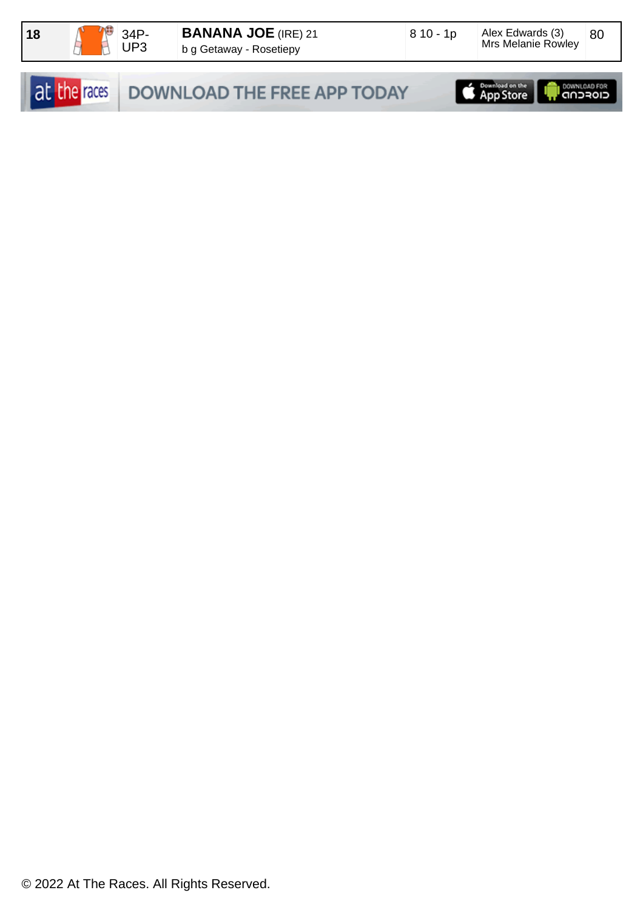| 18 | | 34P-UP3 | **BANANA JOE** (IRE) 21<br>b g Getaway - Rosetiepy | 8 10 - 1p | Alex Edwards (3)<br>Mrs Melanie Rowley | 80 |
|---|---|---|---|---|---|---|

DOWNLOAD THE FREE APP TODAY

© 2022 At The Races. All Rights Reserved.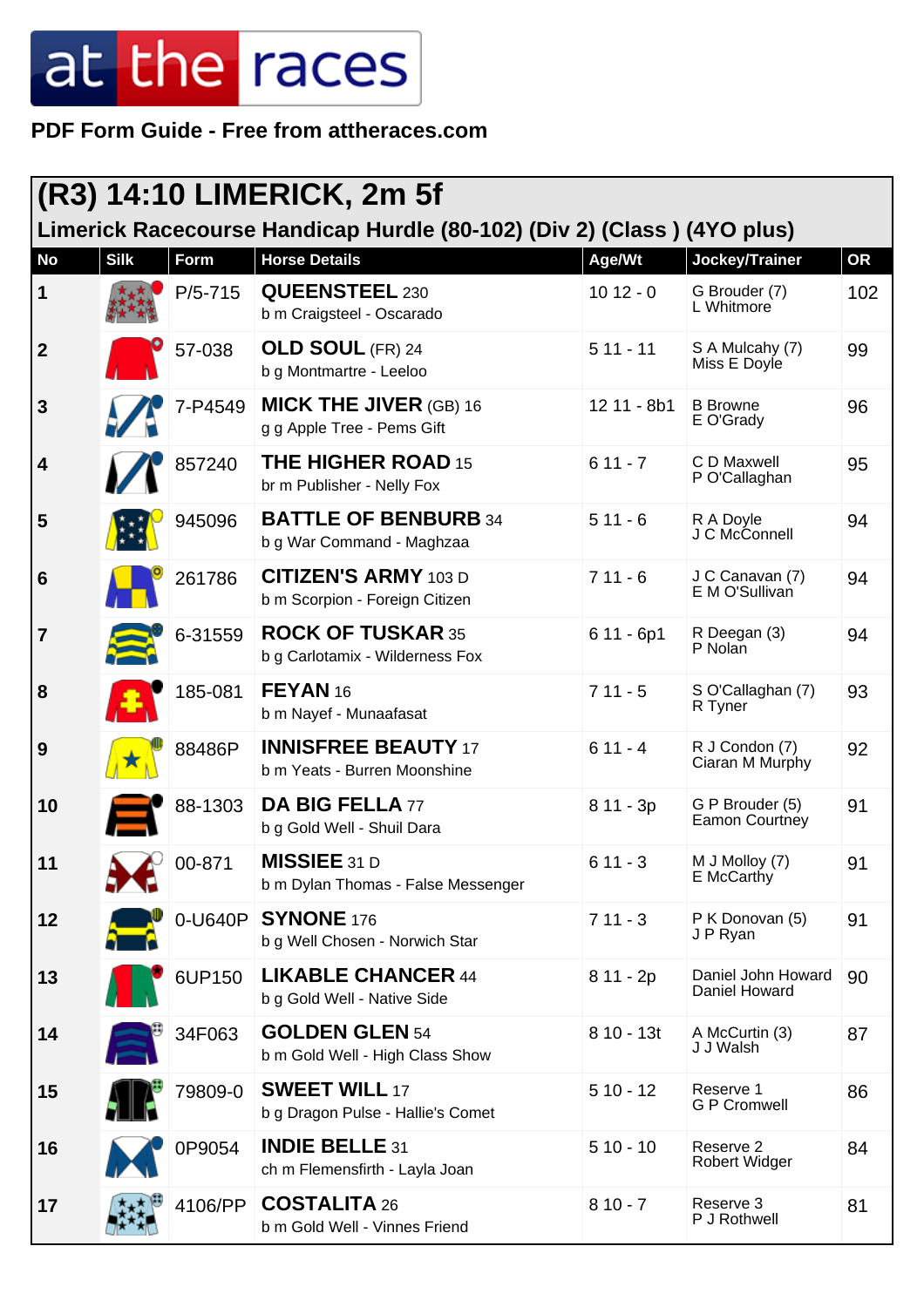# at the races

**PDF Form Guide - Free from attheraces.com**

## (R3) 14:10 LIMERICK, 2m 5f

### Limerick Racecourse Handicap Hurdle (80-102) (Div 2) (Class ) (4YO plus)

| No | Silk | Form | Horse Details | Age/Wt | Jockey/Trainer | OR |
|---|---|---|---|---|---|---|
| 1 | | P/5-715 | **QUEENSTEEL** 230<br>b m Craigsteel - Oscarado | 10 12 - 0 | G Brouder (7)<br>L Whitmore | 102 |
| 2 | | 57-038 | **OLD SOUL** (FR) 24<br>b g Montmartre - Leeloo | 5 11 - 11 | S A Mulcahy (7)<br>Miss E Doyle | 99 |
| 3 | | 7-P4549 | **MICK THE JIVER** (GB) 16<br>g g Apple Tree - Pems Gift | 12 11 - 8b1 | B Browne<br>E O'Grady | 96 |
| 4 | | 857240 | **THE HIGHER ROAD** 15<br>br m Publisher - Nelly Fox | 6 11 - 7 | C D Maxwell<br>P O'Callaghan | 95 |
| 5 | | 945096 | **BATTLE OF BENBURB** 34<br>b g War Command - Maghzaa | 5 11 - 6 | R A Doyle<br>J C McConnell | 94 |
| 6 | | 261786 | **CITIZEN'S ARMY** 103 D<br>b m Scorpion - Foreign Citizen | 7 11 - 6 | J C Canavan (7)<br>E M O'Sullivan | 94 |
| 7 | | 6-31559 | **ROCK OF TUSKAR** 35<br>b g Carlotamix - Wilderness Fox | 6 11 - 6p1 | R Deegan (3)<br>P Nolan | 94 |
| 8 | | 185-081 | **FEYAN** 16<br>b m Nayef - Munaafasat | 7 11 - 5 | S O'Callaghan (7)<br>R Tyner | 93 |
| 9 | | 88486P | **INNISFREE BEAUTY** 17<br>b m Yeats - Burren Moonshine | 6 11 - 4 | R J Condon (7)<br>Ciaran M Murphy | 92 |
| 10 | | 88-1303 | **DA BIG FELLA** 77<br>b g Gold Well - Shuil Dara | 8 11 - 3p | G P Brouder (5)<br>Eamon Courtney | 91 |
| 11 | | 00-871 | **MISSIEE** 31 D<br>b m Dylan Thomas - False Messenger | 6 11 - 3 | M J Molloy (7)<br>E McCarthy | 91 |
| 12 | | 0-U640P | **SYNONE** 176<br>b g Well Chosen - Norwich Star | 7 11 - 3 | P K Donovan (5)<br>J P Ryan | 91 |
| 13 | | 6UP150 | **LIKABLE CHANCER** 44<br>b g Gold Well - Native Side | 8 11 - 2p | Daniel John Howard<br>Daniel Howard | 90 |
| 14 | | 34F063 | **GOLDEN GLEN** 54<br>b m Gold Well - High Class Show | 8 10 - 13t | A McCurtin (3)<br>J J Walsh | 87 |
| 15 | | 79809-0 | **SWEET WILL** 17<br>b g Dragon Pulse - Hallie's Comet | 5 10 - 12 | Reserve 1<br>G P Cromwell | 86 |
| 16 | | 0P9054 | **INDIE BELLE** 31<br>ch m Flemensfirth - Layla Joan | 5 10 - 10 | Reserve 2<br>Robert Widger | 84 |
| 17 | | 4106/PP | **COSTALITA** 26<br>b m Gold Well - Vinnes Friend | 8 10 - 7 | Reserve 3<br>P J Rothwell | 81 |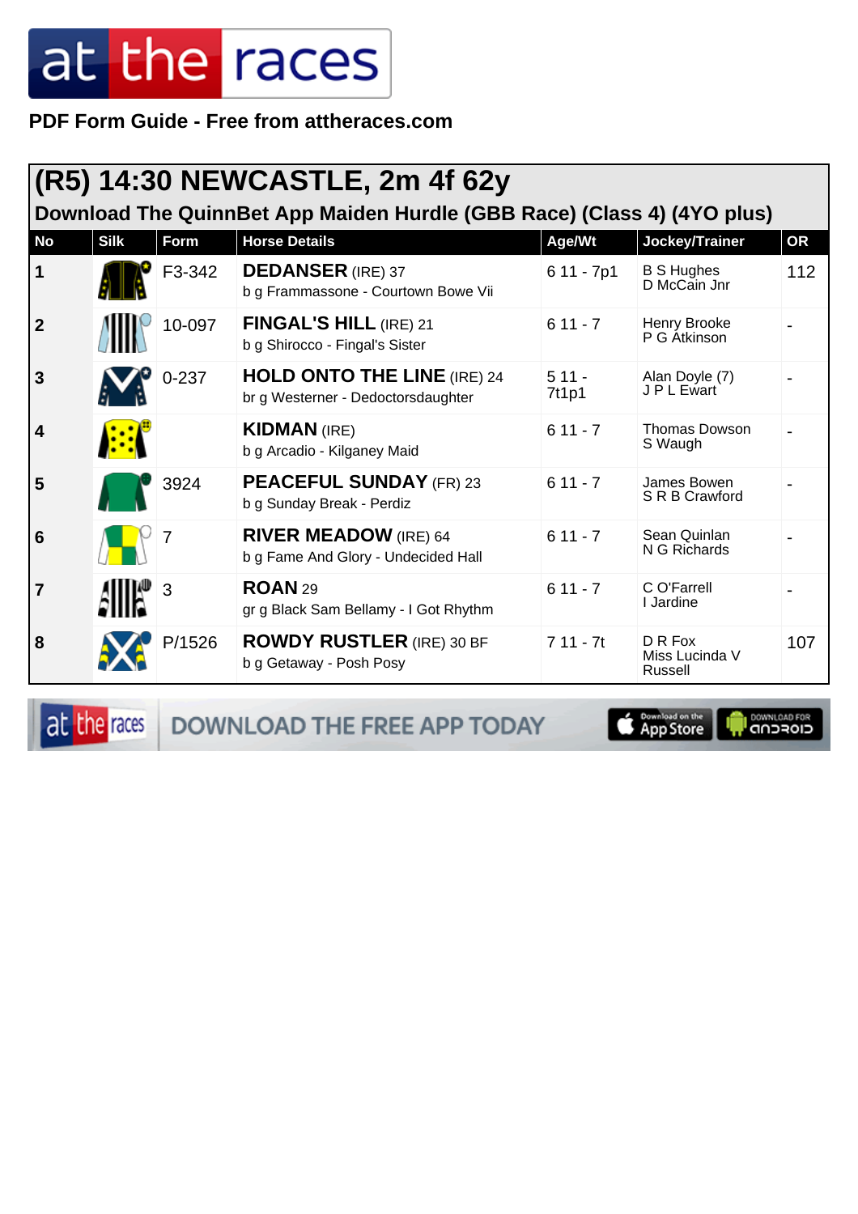# at the races

**PDF Form Guide - Free from attheraces.com**

## (R5) 14:30 NEWCASTLE, 2m 4f 62y

### Download The QuinnBet App Maiden Hurdle (GBB Race) (Class 4) (4YO plus)

| No | Silk | Form | Horse Details | Age/Wt | Jockey/Trainer | OR |
|---|---|---|---|---|---|---|
| 1 | | F3-342 | **DEDANSER** (IRE) 37<br>b g Frammassone - Courtown Bowe Vii | 6 11 - 7p1 | B S Hughes<br>D McCain Jnr | 112 |
| 2 | | 10-097 | **FINGAL'S HILL** (IRE) 21<br>b g Shirocco - Fingal's Sister | 6 11 - 7 | Henry Brooke<br>P G Atkinson | - |
| 3 | | 0-237 | **HOLD ONTO THE LINE** (IRE) 24<br>br g Westerner - Dedoctorsdaughter | 5 11 - 7t1p1 | Alan Doyle (7)<br>J P L Ewart | - |
| 4 | | | **KIDMAN** (IRE)<br>b g Arcadio - Kilganey Maid | 6 11 - 7 | Thomas Dowson<br>S Waugh | - |
| 5 | | 3924 | **PEACEFUL SUNDAY** (FR) 23<br>b g Sunday Break - Perdiz | 6 11 - 7 | James Bowen<br>S R B Crawford | - |
| 6 | | 7 | **RIVER MEADOW** (IRE) 64<br>b g Fame And Glory - Undecided Hall | 6 11 - 7 | Sean Quinlan<br>N G Richards | - |
| 7 | | 3 | **ROAN** 29<br>gr g Black Sam Bellamy - I Got Rhythm | 6 11 - 7 | C O'Farrell<br>I Jardine | - |
| 8 | | P/1526 | **ROWDY RUSTLER** (IRE) 30 BF<br>b g Getaway - Posh Posy | 7 11 - 7t | D R Fox<br>Miss Lucinda V Russell | 107 |

at the races — DOWNLOAD THE FREE APP TODAY — Download on the App Store — DOWNLOAD FOR ANDROID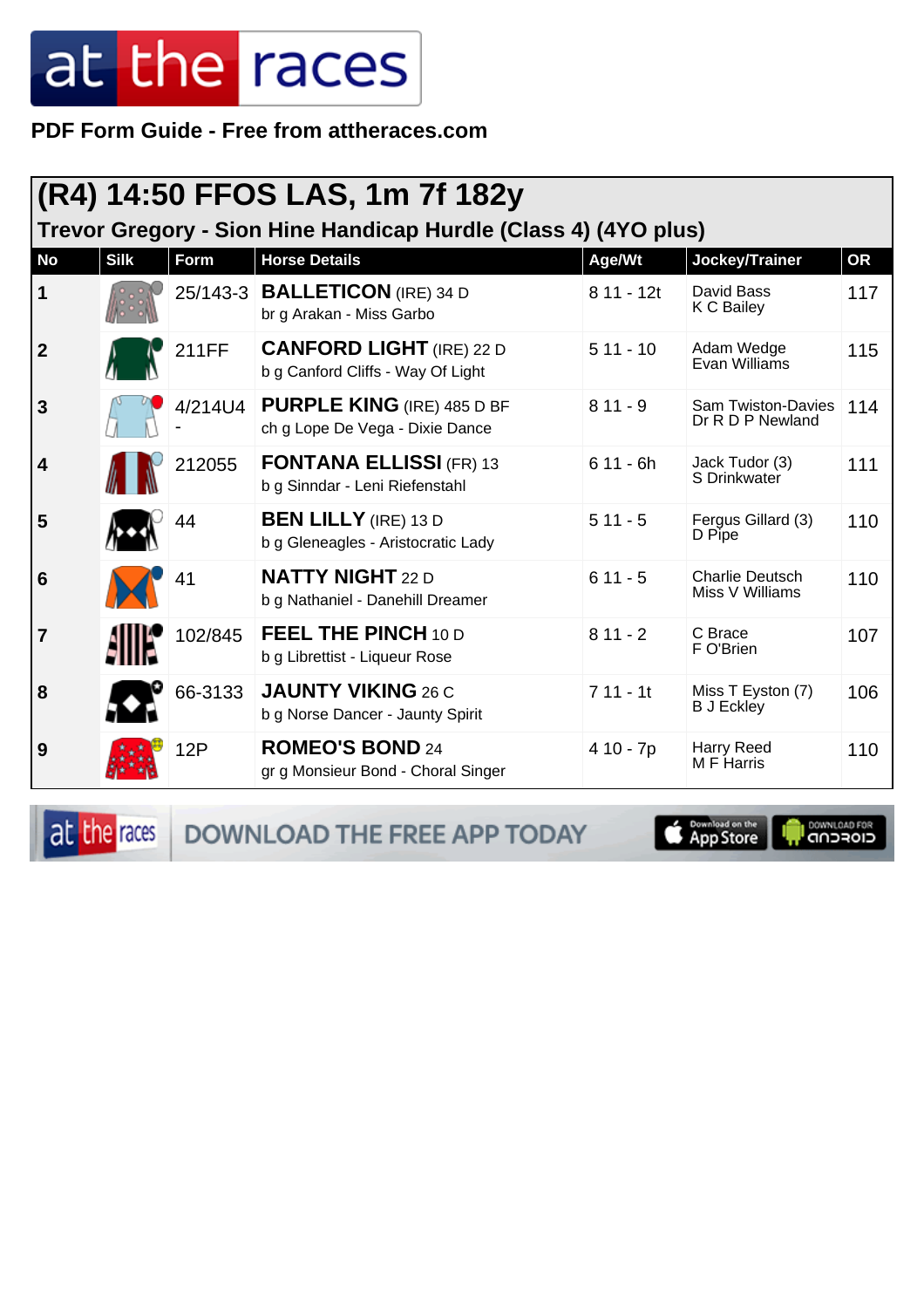# at the races

**PDF Form Guide - Free from attheraces.com**

## (R4) 14:50 FFOS LAS, 1m 7f 182y

### Trevor Gregory - Sion Hine Handicap Hurdle (Class 4) (4YO plus)

| No | Silk | Form | Horse Details | Age/Wt | Jockey/Trainer | OR |
|---|---|---|---|---|---|---|
| 1 | | 25/143-3 | **BALLETICON** (IRE) 34 D<br>br g Arakan - Miss Garbo | 8 11 - 12t | David Bass<br>K C Bailey | 117 |
| 2 | | 211FF | **CANFORD LIGHT** (IRE) 22 D<br>b g Canford Cliffs - Way Of Light | 5 11 - 10 | Adam Wedge<br>Evan Williams | 115 |
| 3 | | 4/214U4<br>- | **PURPLE KING** (IRE) 485 D BF<br>ch g Lope De Vega - Dixie Dance | 8 11 - 9 | Sam Twiston-Davies<br>Dr R D P Newland | 114 |
| 4 | | 212055 | **FONTANA ELLISSI** (FR) 13<br>b g Sinndar - Leni Riefenstahl | 6 11 - 6h | Jack Tudor (3)<br>S Drinkwater | 111 |
| 5 | | 44 | **BEN LILLY** (IRE) 13 D<br>b g Gleneagles - Aristocratic Lady | 5 11 - 5 | Fergus Gillard (3)<br>D Pipe | 110 |
| 6 | | 41 | **NATTY NIGHT** 22 D<br>b g Nathaniel - Danehill Dreamer | 6 11 - 5 | Charlie Deutsch<br>Miss V Williams | 110 |
| 7 | | 102/845 | **FEEL THE PINCH** 10 D<br>b g Librettist - Liqueur Rose | 8 11 - 2 | C Brace<br>F O'Brien | 107 |
| 8 | | 66-3133 | **JAUNTY VIKING** 26 C<br>b g Norse Dancer - Jaunty Spirit | 7 11 - 1t | Miss T Eyston (7)<br>B J Eckley | 106 |
| 9 | | 12P | **ROMEO'S BOND** 24<br>gr g Monsieur Bond - Choral Singer | 4 10 - 7p | Harry Reed<br>M F Harris | 110 |

at the races DOWNLOAD THE FREE APP TODAY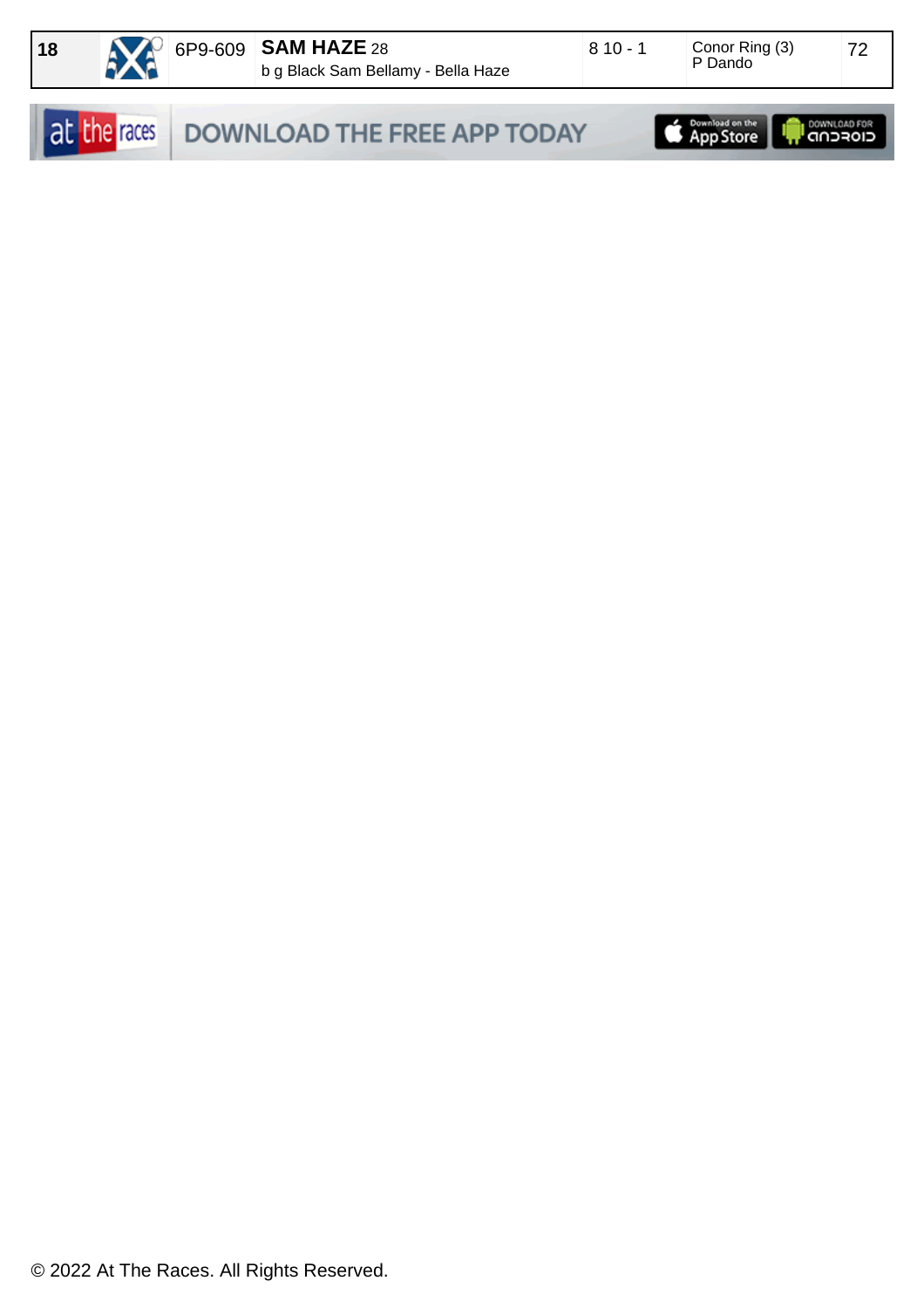| 18 | | 6P9-609 | **SAM HAZE** 28<br>b g Black Sam Bellamy - Bella Haze | 8 10 - 1 | Conor Ring (3)<br>P Dando | 72 |
|---|---|---|---|---|---|---|

at the races DOWNLOAD THE FREE APP TODAY Download on the App Store DOWNLOAD FOR ANDROID

© 2022 At The Races. All Rights Reserved.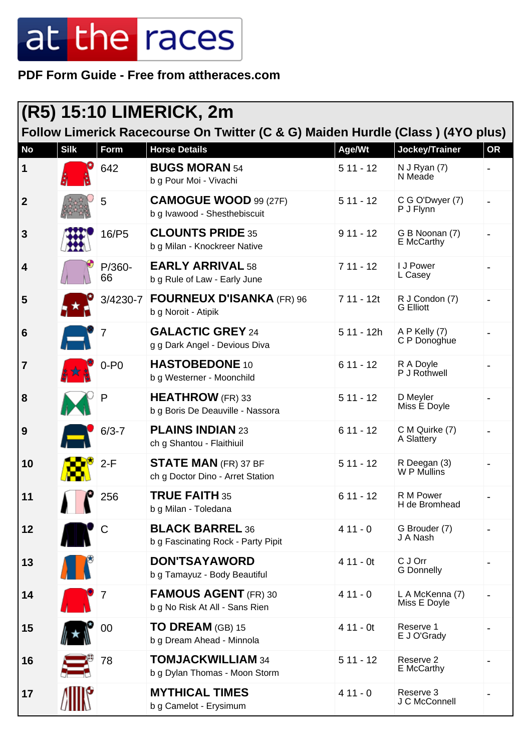at the races

**PDF Form Guide - Free from attheraces.com**

# (R5) 15:10 LIMERICK, 2m

## Follow Limerick Racecourse On Twitter (C & G) Maiden Hurdle (Class ) (4YO plus)

| No | Silk | Form | Horse Details | Age/Wt | Jockey/Trainer | OR |
|---|---|---|---|---|---|---|
| 1 | | 642 | **BUGS MORAN** 54<br>b g Pour Moi - Vivachi | 5 11 - 12 | N J Ryan (7)<br>N Meade | - |
| 2 | | 5 | **CAMOGUE WOOD** 99 (27F)<br>b g Ivawood - Shesthebiscuit | 5 11 - 12 | C G O'Dwyer (7)<br>P J Flynn | - |
| 3 | | 16/P5 | **CLOUNTS PRIDE** 35<br>b g Milan - Knockreer Native | 9 11 - 12 | G B Noonan (7)<br>E McCarthy | - |
| 4 | | P/360-66 | **EARLY ARRIVAL** 58<br>b g Rule of Law - Early June | 7 11 - 12 | I J Power<br>L Casey | - |
| 5 | | 3/4230-7 | **FOURNEUX D'ISANKA** (FR) 96<br>b g Noroit - Atipik | 7 11 - 12t | R J Condon (7)<br>G Elliott | - |
| 6 | | 7 | **GALACTIC GREY** 24<br>g g Dark Angel - Devious Diva | 5 11 - 12h | A P Kelly (7)<br>C P Donoghue | - |
| 7 | | 0-P0 | **HASTOBEDONE** 10<br>b g Westerner - Moonchild | 6 11 - 12 | R A Doyle<br>P J Rothwell | - |
| 8 | | P | **HEATHROW** (FR) 33<br>b g Boris De Deauville - Nassora | 5 11 - 12 | D Meyler<br>Miss E Doyle | - |
| 9 | | 6/3-7 | **PLAINS INDIAN** 23<br>ch g Shantou - Flaithiuil | 6 11 - 12 | C M Quirke (7)<br>A Slattery | - |
| 10 | | 2-F | **STATE MAN** (FR) 37 BF<br>ch g Doctor Dino - Arret Station | 5 11 - 12 | R Deegan (3)<br>W P Mullins | - |
| 11 | | 256 | **TRUE FAITH** 35<br>b g Milan - Toledana | 6 11 - 12 | R M Power<br>H de Bromhead | - |
| 12 | | C | **BLACK BARREL** 36<br>b g Fascinating Rock - Party Pipit | 4 11 - 0 | G Brouder (7)<br>J A Nash | - |
| 13 | | | **DON'TSAYAWORD**<br>b g Tamayuz - Body Beautiful | 4 11 - 0t | C J Orr<br>G Donnelly | - |
| 14 | | 7 | **FAMOUS AGENT** (FR) 30<br>b g No Risk At All - Sans Rien | 4 11 - 0 | L A McKenna (7)<br>Miss E Doyle | - |
| 15 | | 00 | **TO DREAM** (GB) 15<br>b g Dream Ahead - Minnola | 4 11 - 0t | Reserve 1<br>E J O'Grady | - |
| 16 | | 78 | **TOMJACKWILLIAM** 34<br>b g Dylan Thomas - Moon Storm | 5 11 - 12 | Reserve 2<br>E McCarthy | - |
| 17 | | | **MYTHICAL TIMES**<br>b g Camelot - Erysimum | 4 11 - 0 | Reserve 3<br>J C McConnell | - |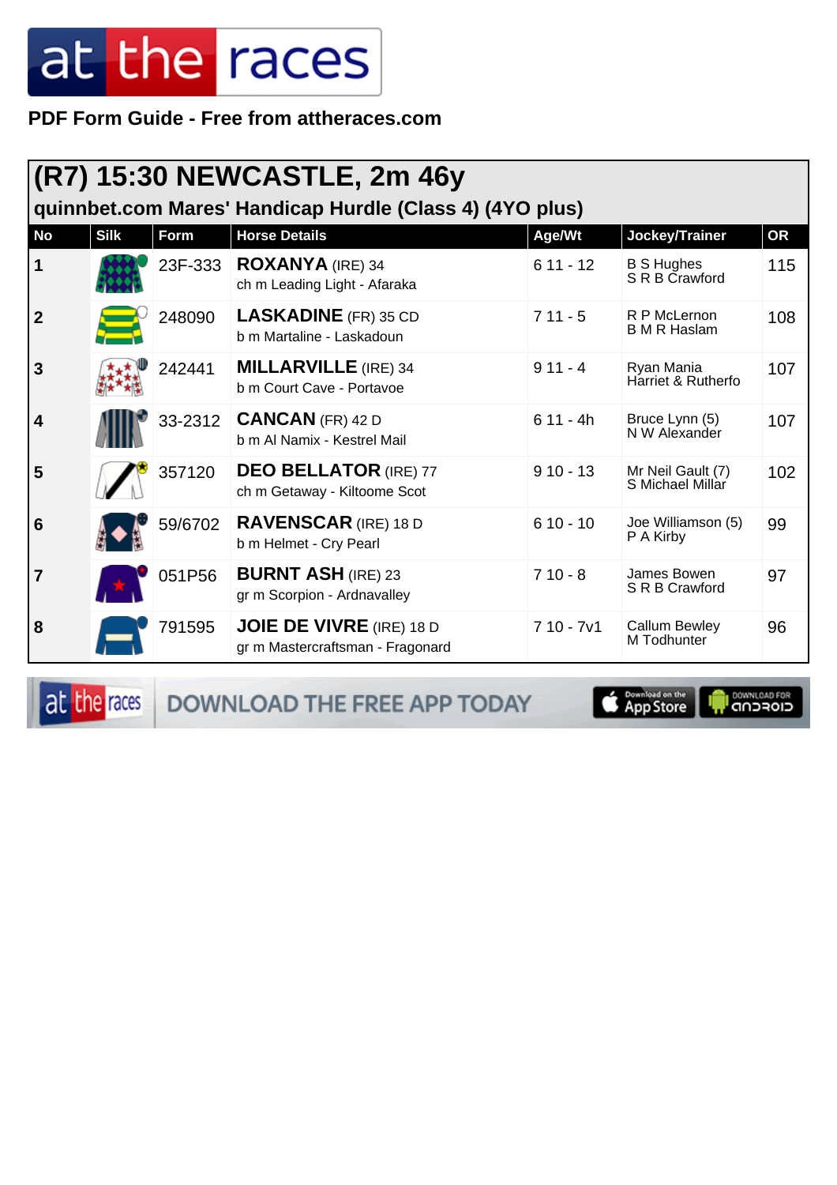PDF Form Guide - Free from attheraces.com

## (R7) 15:30 NEWCASTLE, 2m 46y

### quinnbet.com Mares' Handicap Hurdle (Class 4) (4YO plus)

| No | Silk | Form | Horse Details | Age/Wt | Jockey/Trainer | OR |
|---|---|---|---|---|---|---|
| 1 | | 23F-333 | **ROXANYA** (IRE) 34<br>ch m Leading Light - Afaraka | 6 11 - 12 | B S Hughes<br>S R B Crawford | 115 |
| 2 | | 248090 | **LASKADINE** (FR) 35 CD<br>b m Martaline - Laskadoun | 7 11 - 5 | R P McLernon<br>B M R Haslam | 108 |
| 3 | | 242441 | **MILLARVILLE** (IRE) 34<br>b m Court Cave - Portavoe | 9 11 - 4 | Ryan Mania<br>Harriet & Rutherfo | 107 |
| 4 | | 33-2312 | **CANCAN** (FR) 42 D<br>b m Al Namix - Kestrel Mail | 6 11 - 4h | Bruce Lynn (5)<br>N W Alexander | 107 |
| 5 | | 357120 | **DEO BELLATOR** (IRE) 77<br>ch m Getaway - Kiltoome Scot | 9 10 - 13 | Mr Neil Gault (7)<br>S Michael Millar | 102 |
| 6 | | 59/6702 | **RAVENSCAR** (IRE) 18 D<br>b m Helmet - Cry Pearl | 6 10 - 10 | Joe Williamson (5)<br>P A Kirby | 99 |
| 7 | | 051P56 | **BURNT ASH** (IRE) 23<br>gr m Scorpion - Ardnavalley | 7 10 - 8 | James Bowen<br>S R B Crawford | 97 |
| 8 | | 791595 | **JOIE DE VIVRE** (IRE) 18 D<br>gr m Mastercraftsman - Fragonard | 7 10 - 7v1 | Callum Bewley<br>M Todhunter | 96 |

DOWNLOAD THE FREE APP TODAY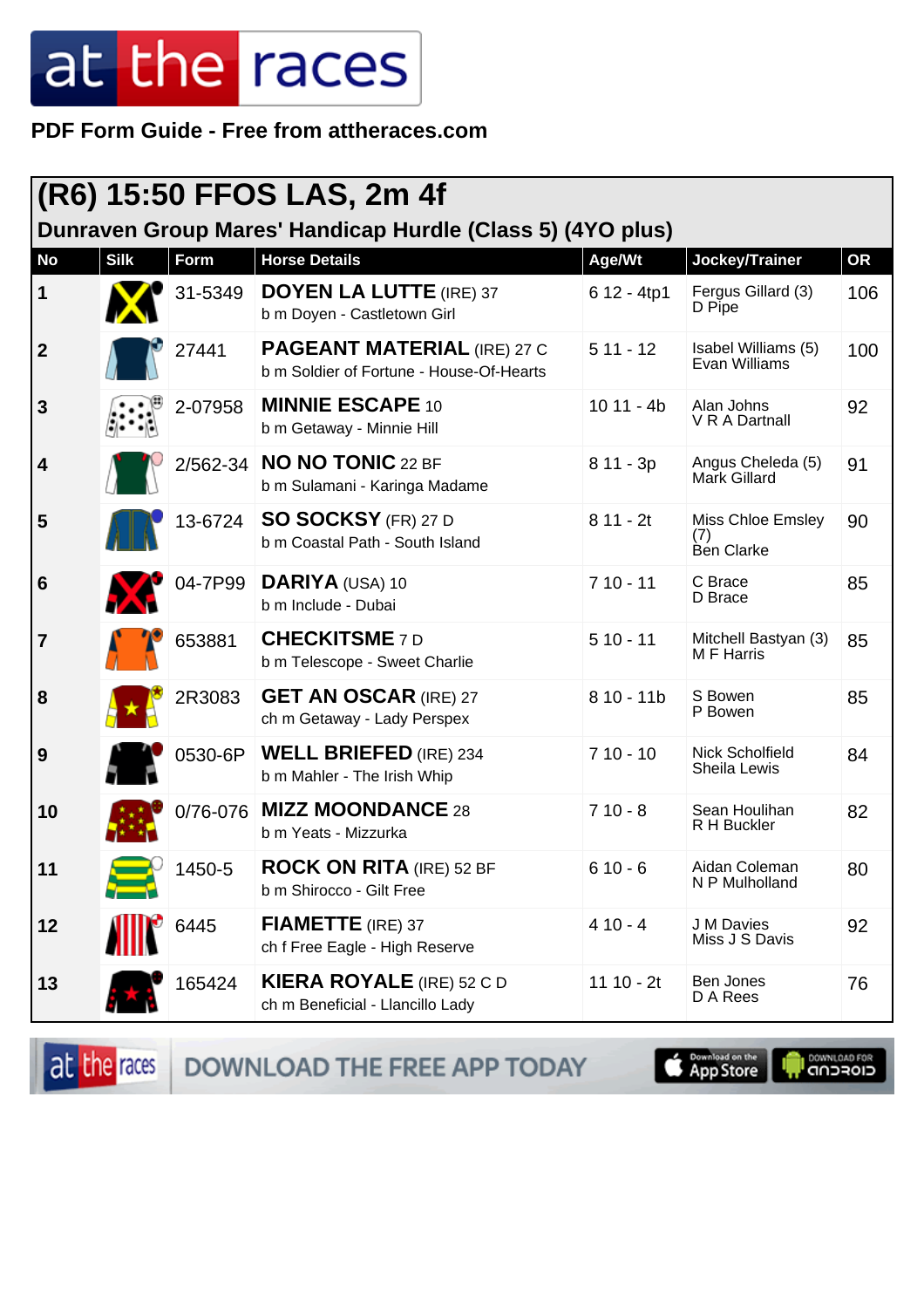PDF Form Guide - Free from attheraces.com

## (R6) 15:50 FFOS LAS, 2m 4f

### Dunraven Group Mares' Handicap Hurdle (Class 5) (4YO plus)

| No | Silk | Form | Horse Details | Age/Wt | Jockey/Trainer | OR |
|---|---|---|---|---|---|---|
| 1 | | 31-5349 | **DOYEN LA LUTTE** (IRE) 37<br>b m Doyen - Castletown Girl | 6 12 - 4tp1 | Fergus Gillard (3)<br>D Pipe | 106 |
| 2 | | 27441 | **PAGEANT MATERIAL** (IRE) 27 C<br>b m Soldier of Fortune - House-Of-Hearts | 5 11 - 12 | Isabel Williams (5)<br>Evan Williams | 100 |
| 3 | | 2-07958 | **MINNIE ESCAPE** 10<br>b m Getaway - Minnie Hill | 10 11 - 4b | Alan Johns<br>V R A Dartnall | 92 |
| 4 | | 2/562-34 | **NO NO TONIC** 22 BF<br>b m Sulamani - Karinga Madame | 8 11 - 3p | Angus Cheleda (5)<br>Mark Gillard | 91 |
| 5 | | 13-6724 | **SO SOCKSY** (FR) 27 D<br>b m Coastal Path - South Island | 8 11 - 2t | Miss Chloe Emsley (7)<br>Ben Clarke | 90 |
| 6 | | 04-7P99 | **DARIYA** (USA) 10<br>b m Include - Dubai | 7 10 - 11 | C Brace<br>D Brace | 85 |
| 7 | | 653881 | **CHECKITSME** 7 D<br>b m Telescope - Sweet Charlie | 5 10 - 11 | Mitchell Bastyan (3)<br>M F Harris | 85 |
| 8 | | 2R3083 | **GET AN OSCAR** (IRE) 27<br>ch m Getaway - Lady Perspex | 8 10 - 11b | S Bowen<br>P Bowen | 85 |
| 9 | | 0530-6P | **WELL BRIEFED** (IRE) 234<br>b m Mahler - The Irish Whip | 7 10 - 10 | Nick Scholfield<br>Sheila Lewis | 84 |
| 10 | | 0/76-076 | **MIZZ MOONDANCE** 28<br>b m Yeats - Mizzurka | 7 10 - 8 | Sean Houlihan<br>R H Buckler | 82 |
| 11 | | 1450-5 | **ROCK ON RITA** (IRE) 52 BF<br>b m Shirocco - Gilt Free | 6 10 - 6 | Aidan Coleman<br>N P Mulholland | 80 |
| 12 | | 6445 | **FIAMETTE** (IRE) 37<br>ch f Free Eagle - High Reserve | 4 10 - 4 | J M Davies<br>Miss J S Davis | 92 |
| 13 | | 165424 | **KIERA ROYALE** (IRE) 52 C D<br>ch m Beneficial - Llancillo Lady | 11 10 - 2t | Ben Jones<br>D A Rees | 76 |

DOWNLOAD THE FREE APP TODAY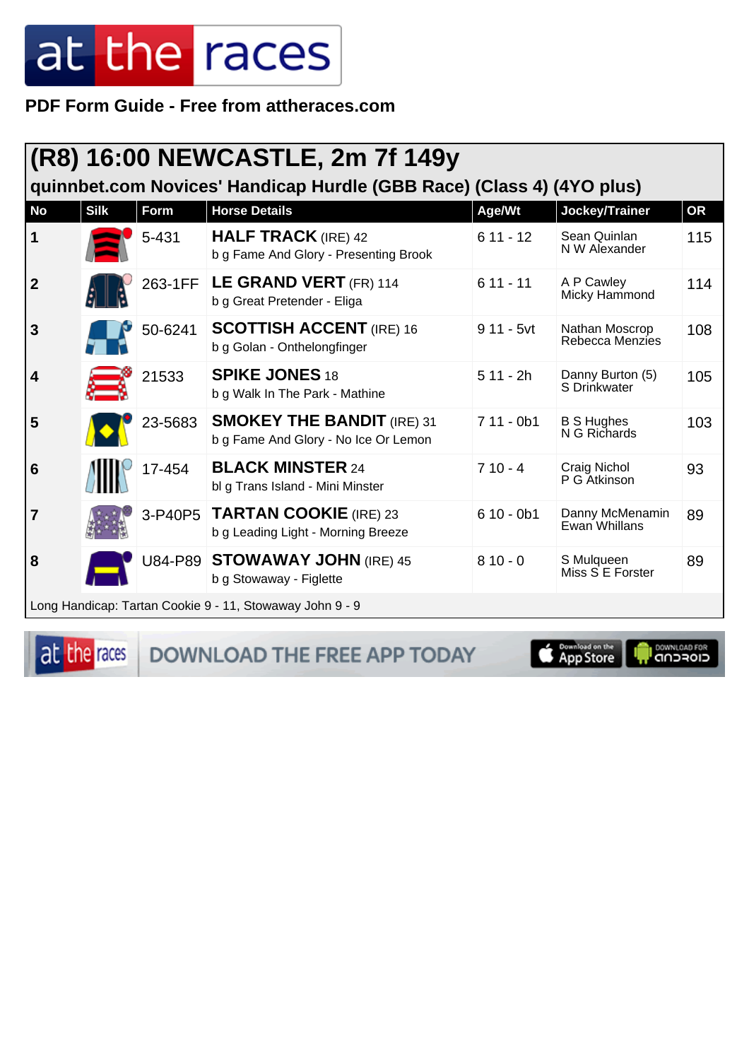PDF Form Guide - Free from attheraces.com

## (R8) 16:00 NEWCASTLE, 2m 7f 149y

### quinnbet.com Novices' Handicap Hurdle (GBB Race) (Class 4) (4YO plus)

| No | Silk | Form | Horse Details | Age/Wt | Jockey/Trainer | OR |
|---|---|---|---|---|---|---|
| 1 | | 5-431 | **HALF TRACK** (IRE) 42<br>b g Fame And Glory - Presenting Brook | 6 11 - 12 | Sean Quinlan<br>N W Alexander | 115 |
| 2 | | 263-1FF | **LE GRAND VERT** (FR) 114<br>b g Great Pretender - Eliga | 6 11 - 11 | A P Cawley<br>Micky Hammond | 114 |
| 3 | | 50-6241 | **SCOTTISH ACCENT** (IRE) 16<br>b g Golan - Onthelongfinger | 9 11 - 5vt | Nathan Moscrop<br>Rebecca Menzies | 108 |
| 4 | | 21533 | **SPIKE JONES** 18<br>b g Walk In The Park - Mathine | 5 11 - 2h | Danny Burton (5)<br>S Drinkwater | 105 |
| 5 | | 23-5683 | **SMOKEY THE BANDIT** (IRE) 31<br>b g Fame And Glory - No Ice Or Lemon | 7 11 - 0b1 | B S Hughes<br>N G Richards | 103 |
| 6 | | 17-454 | **BLACK MINSTER** 24<br>bl g Trans Island - Mini Minster | 7 10 - 4 | Craig Nichol<br>P G Atkinson | 93 |
| 7 | | 3-P40P5 | **TARTAN COOKIE** (IRE) 23<br>b g Leading Light - Morning Breeze | 6 10 - 0b1 | Danny McMenamin<br>Ewan Whillans | 89 |
| 8 | | U84-P89 | **STOWAWAY JOHN** (IRE) 45<br>b g Stowaway - Figlette | 8 10 - 0 | S Mulqueen<br>Miss S E Forster | 89 |

Long Handicap: Tartan Cookie 9 - 11, Stowaway John 9 - 9

DOWNLOAD THE FREE APP TODAY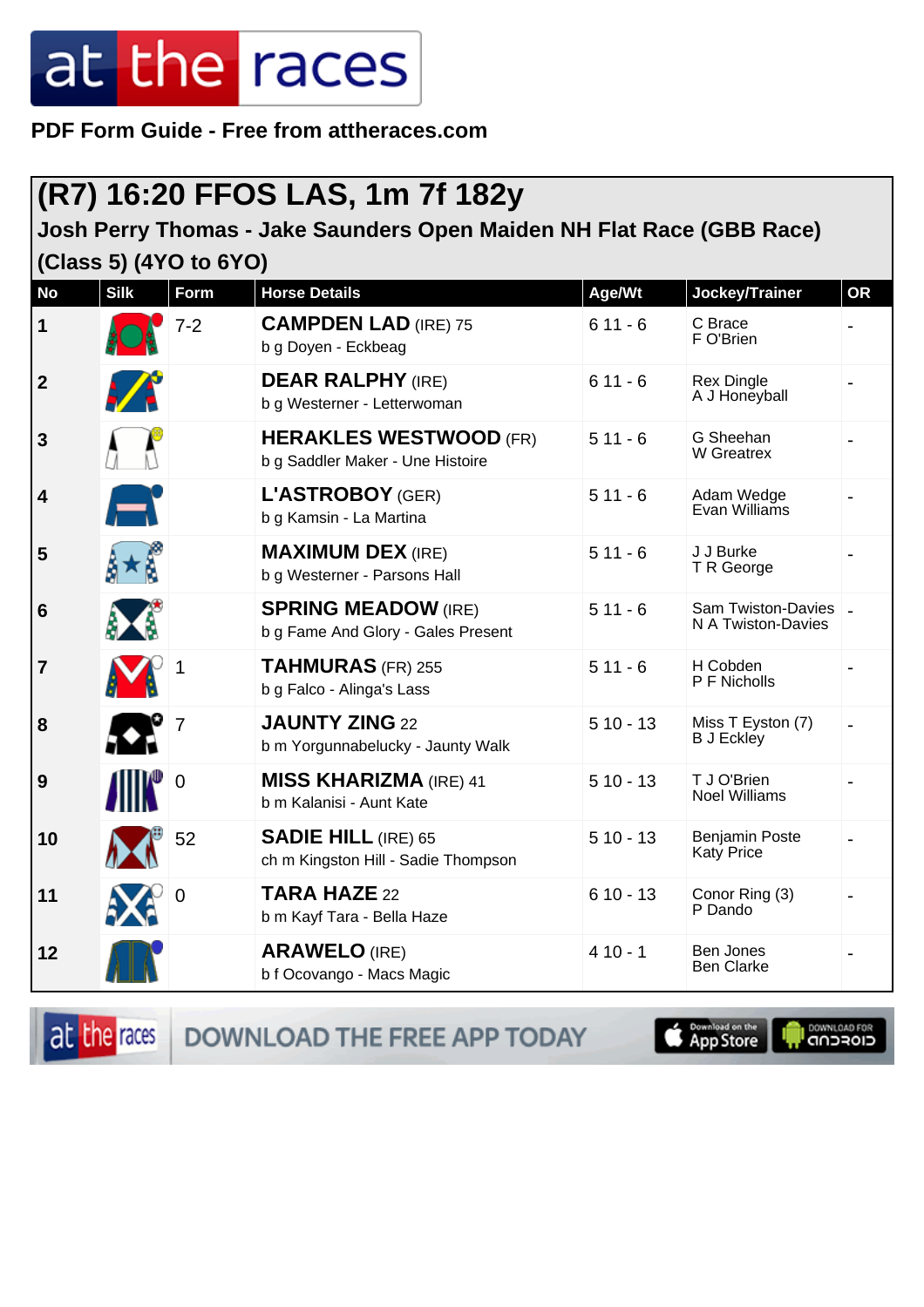PDF Form Guide - Free from attheraces.com

## (R7) 16:20 FFOS LAS, 1m 7f 182y

### Josh Perry Thomas - Jake Saunders Open Maiden NH Flat Race (GBB Race) (Class 5) (4YO to 6YO)

| No | Silk | Form | Horse Details | Age/Wt | Jockey/Trainer | OR |
|---|---|---|---|---|---|---|
| 1 | | 7-2 | **CAMPDEN LAD** (IRE) 75<br>b g Doyen - Eckbeag | 6 11 - 6 | C Brace<br>F O'Brien | - |
| 2 | | | **DEAR RALPHY** (IRE)<br>b g Westerner - Letterwoman | 6 11 - 6 | Rex Dingle<br>A J Honeyball | - |
| 3 | | | **HERAKLES WESTWOOD** (FR)<br>b g Saddler Maker - Une Histoire | 5 11 - 6 | G Sheehan<br>W Greatrex | - |
| 4 | | | **L'ASTROBOY** (GER)<br>b g Kamsin - La Martina | 5 11 - 6 | Adam Wedge<br>Evan Williams | - |
| 5 | | | **MAXIMUM DEX** (IRE)<br>b g Westerner - Parsons Hall | 5 11 - 6 | J J Burke<br>T R George | - |
| 6 | | | **SPRING MEADOW** (IRE)<br>b g Fame And Glory - Gales Present | 5 11 - 6 | Sam Twiston-Davies<br>N A Twiston-Davies | - |
| 7 | | 1 | **TAHMURAS** (FR) 255<br>b g Falco - Alinga's Lass | 5 11 - 6 | H Cobden<br>P F Nicholls | - |
| 8 | | 7 | **JAUNTY ZING** 22<br>b m Yorgunnabelucky - Jaunty Walk | 5 10 - 13 | Miss T Eyston (7)<br>B J Eckley | - |
| 9 | | 0 | **MISS KHARIZMA** (IRE) 41<br>b m Kalanisi - Aunt Kate | 5 10 - 13 | T J O'Brien<br>Noel Williams | - |
| 10 | | 52 | **SADIE HILL** (IRE) 65<br>ch m Kingston Hill - Sadie Thompson | 5 10 - 13 | Benjamin Poste<br>Katy Price | - |
| 11 | | 0 | **TARA HAZE** 22<br>b m Kayf Tara - Bella Haze | 6 10 - 13 | Conor Ring (3)<br>P Dando | - |
| 12 | | | **ARAWELO** (IRE)<br>b f Ocovango - Macs Magic | 4 10 - 1 | Ben Jones<br>Ben Clarke | - |

DOWNLOAD THE FREE APP TODAY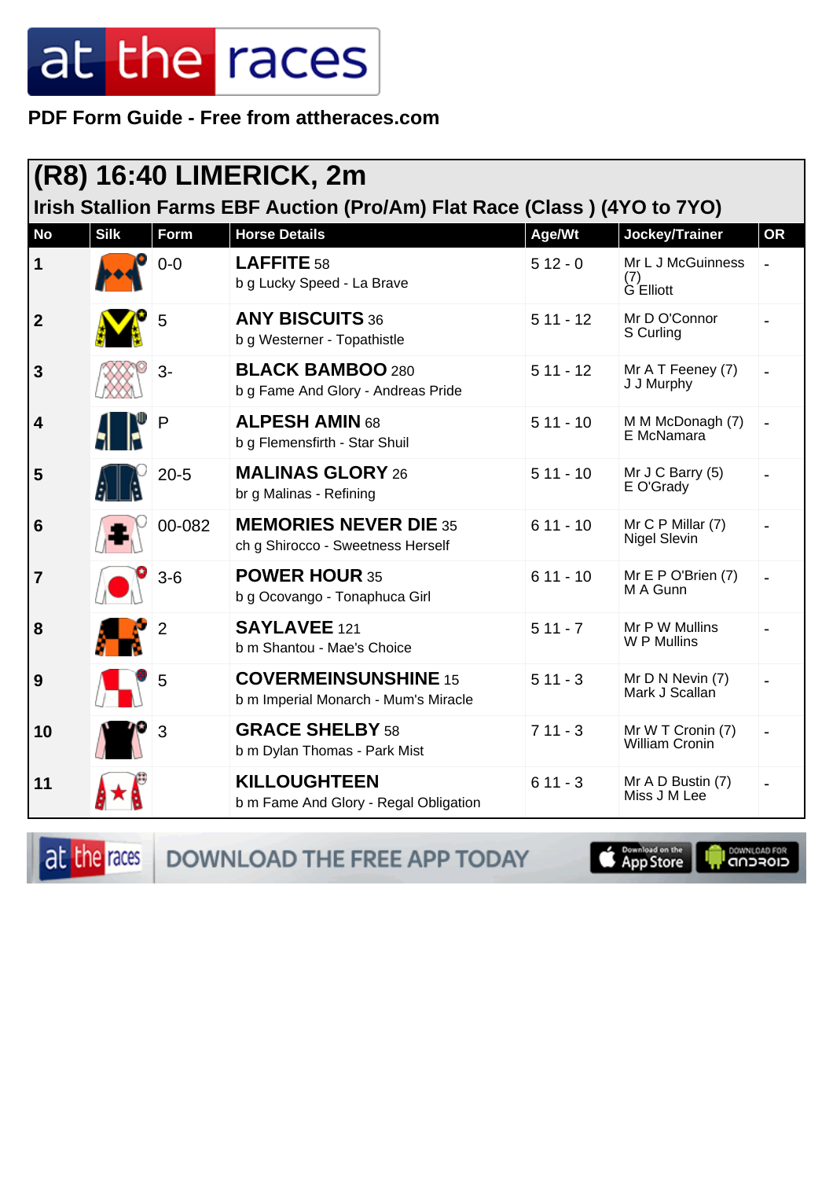**PDF Form Guide - Free from attheraces.com**

## (R8) 16:40 LIMERICK, 2m

### Irish Stallion Farms EBF Auction (Pro/Am) Flat Race (Class ) (4YO to 7YO)

| No | Silk | Form | Horse Details | Age/Wt | Jockey/Trainer | OR |
|---|---|---|---|---|---|---|
| 1 | | 0-0 | **LAFFITE** 58<br>b g Lucky Speed - La Brave | 5 12 - 0 | Mr L J McGuinness (7)<br>G Elliott | - |
| 2 | | 5 | **ANY BISCUITS** 36<br>b g Westerner - Topathistle | 5 11 - 12 | Mr D O'Connor<br>S Curling | - |
| 3 | | 3- | **BLACK BAMBOO** 280<br>b g Fame And Glory - Andreas Pride | 5 11 - 12 | Mr A T Feeney (7)<br>J J Murphy | - |
| 4 | | P | **ALPESH AMIN** 68<br>b g Flemensfirth - Star Shuil | 5 11 - 10 | M M McDonagh (7)<br>E McNamara | - |
| 5 | | 20-5 | **MALINAS GLORY** 26<br>br g Malinas - Refining | 5 11 - 10 | Mr J C Barry (5)<br>E O'Grady | - |
| 6 | | 00-082 | **MEMORIES NEVER DIE** 35<br>ch g Shirocco - Sweetness Herself | 6 11 - 10 | Mr C P Millar (7)<br>Nigel Slevin | - |
| 7 | | 3-6 | **POWER HOUR** 35<br>b g Ocovango - Tonaphuca Girl | 6 11 - 10 | Mr E P O'Brien (7)<br>M A Gunn | - |
| 8 | | 2 | **SAYLAVEE** 121<br>b m Shantou - Mae's Choice | 5 11 - 7 | Mr P W Mullins<br>W P Mullins | - |
| 9 | | 5 | **COVERMEINSUNSHINE** 15<br>b m Imperial Monarch - Mum's Miracle | 5 11 - 3 | Mr D N Nevin (7)<br>Mark J Scallan | - |
| 10 | | 3 | **GRACE SHELBY** 58<br>b m Dylan Thomas - Park Mist | 7 11 - 3 | Mr W T Cronin (7)<br>William Cronin | - |
| 11 | | | **KILLOUGHTEEN**<br>b m Fame And Glory - Regal Obligation | 6 11 - 3 | Mr A D Bustin (7)<br>Miss J M Lee | - |

DOWNLOAD THE FREE APP TODAY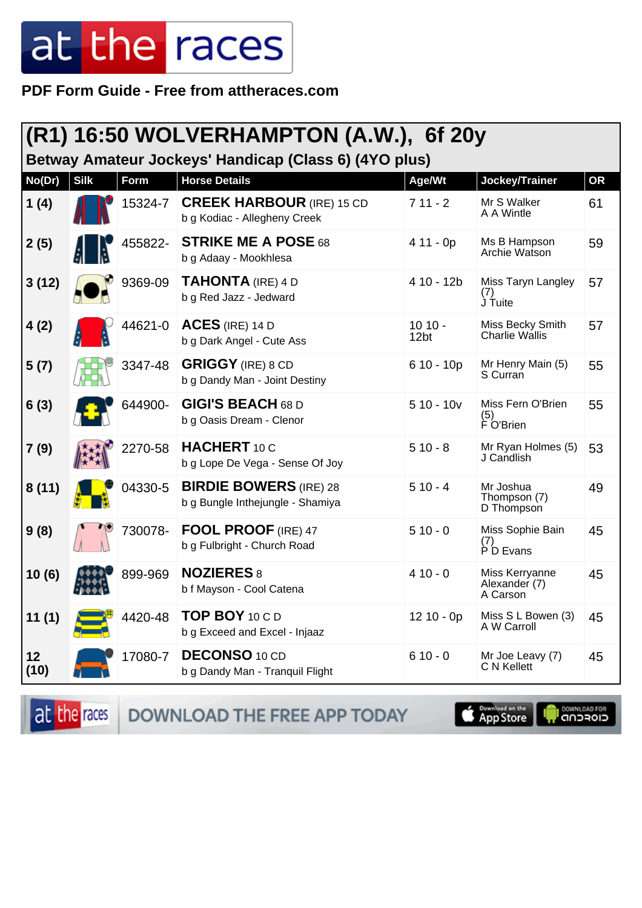# (R1) 16:50 WOLVERHAMPTON (A.W.), 6f 20y

## Betway Amateur Jockeys' Handicap (Class 6) (4YO plus)

| No(Dr) | Silk | Form | Horse Details | Age/Wt | Jockey/Trainer | OR |
|---|---|---|---|---|---|---|
| 1 (4) | | 15324-7 | **CREEK HARBOUR** (IRE) 15 CD<br>b g Kodiac - Allegheny Creek | 7 11 - 2 | Mr S Walker<br>A A Wintle | 61 |
| 2 (5) | | 455822- | **STRIKE ME A POSE** 68<br>b g Adaay - Mookhlesa | 4 11 - 0p | Ms B Hampson<br>Archie Watson | 59 |
| 3 (12) | | 9369-09 | **TAHONTA** (IRE) 4 D<br>b g Red Jazz - Jedward | 4 10 - 12b | Miss Taryn Langley (7)<br>J Tuite | 57 |
| 4 (2) | | 44621-0 | **ACES** (IRE) 14 D<br>b g Dark Angel - Cute Ass | 10 10 - 12bt | Miss Becky Smith<br>Charlie Wallis | 57 |
| 5 (7) | | 3347-48 | **GRIGGY** (IRE) 8 CD<br>b g Dandy Man - Joint Destiny | 6 10 - 10p | Mr Henry Main (5)<br>S Curran | 55 |
| 6 (3) | | 644900- | **GIGI'S BEACH** 68 D<br>b g Oasis Dream - Clenor | 5 10 - 10v | Miss Fern O'Brien (5)<br>F O'Brien | 55 |
| 7 (9) | | 2270-58 | **HACHERT** 10 C<br>b g Lope De Vega - Sense Of Joy | 5 10 - 8 | Mr Ryan Holmes (5)<br>J Candlish | 53 |
| 8 (11) | | 04330-5 | **BIRDIE BOWERS** (IRE) 28<br>b g Bungle Inthejungle - Shamiya | 5 10 - 4 | Mr Joshua Thompson (7)<br>D Thompson | 49 |
| 9 (8) | | 730078- | **FOOL PROOF** (IRE) 47<br>b g Fulbright - Church Road | 5 10 - 0 | Miss Sophie Bain (7)<br>P D Evans | 45 |
| 10 (6) | | 899-969 | **NOZIERES** 8<br>b f Mayson - Cool Catena | 4 10 - 0 | Miss Kerryanne Alexander (7)<br>A Carson | 45 |
| 11 (1) | | 4420-48 | **TOP BOY** 10 C D<br>b g Exceed and Excel - Injaaz | 12 10 - 0p | Miss S L Bowen (3)<br>A W Carroll | 45 |
| 12 (10) | | 17080-7 | **DECONSO** 10 CD<br>b g Dandy Man - Tranquil Flight | 6 10 - 0 | Mr Joe Leavy (7)<br>C N Kellett | 45 |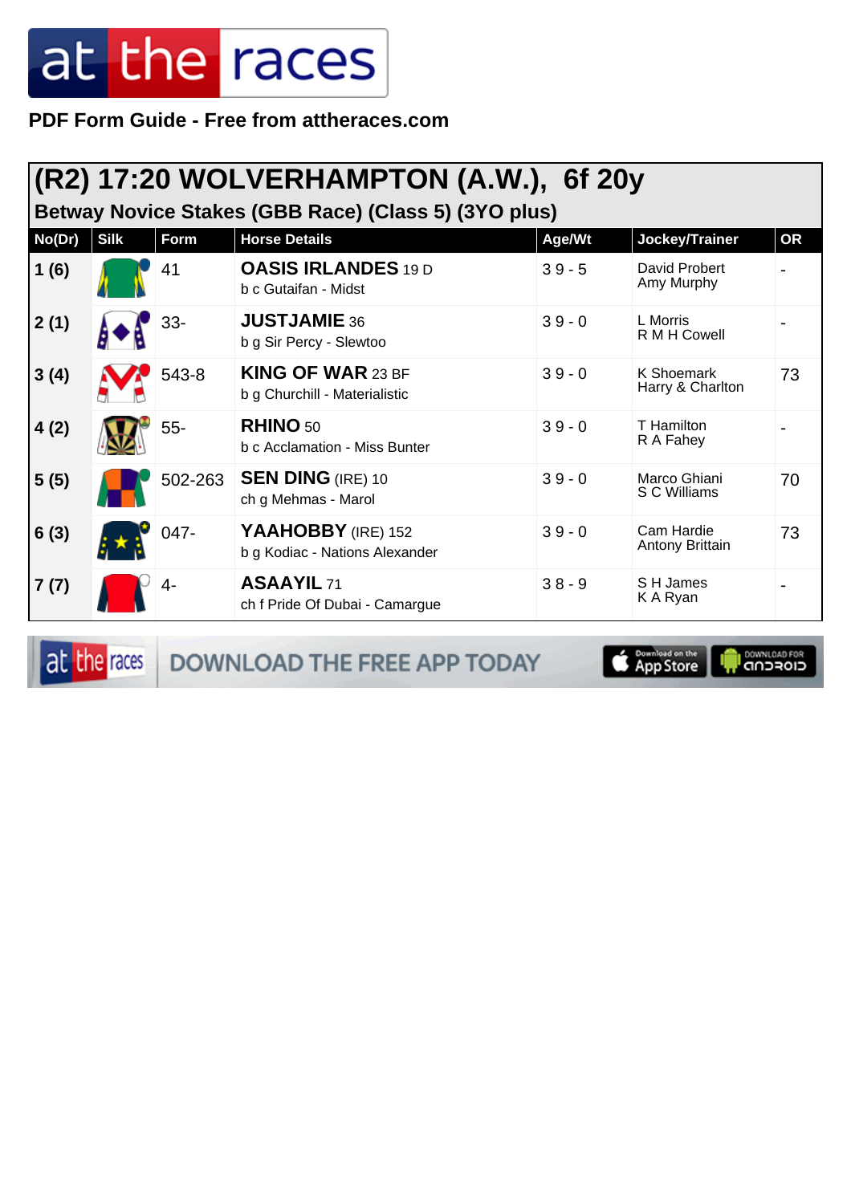PDF Form Guide - Free from attheraces.com

## (R2) 17:20 WOLVERHAMPTON (A.W.), 6f 20y

### Betway Novice Stakes (GBB Race) (Class 5) (3YO plus)

| No(Dr) | Silk | Form | Horse Details | Age/Wt | Jockey/Trainer | OR |
|---|---|---|---|---|---|---|
| 1 (6) | | 41 | **OASIS IRLANDES** 19 D<br>b c Gutaifan - Midst | 3 9 - 5 | David Probert<br>Amy Murphy | - |
| 2 (1) | | 33- | **JUSTJAMIE** 36<br>b g Sir Percy - Slewtoo | 3 9 - 0 | L Morris<br>R M H Cowell | - |
| 3 (4) | | 543-8 | **KING OF WAR** 23 BF<br>b g Churchill - Materialistic | 3 9 - 0 | K Shoemark<br>Harry & Charlton | 73 |
| 4 (2) | | 55- | **RHINO** 50<br>b c Acclamation - Miss Bunter | 3 9 - 0 | T Hamilton<br>R A Fahey | - |
| 5 (5) | | 502-263 | **SEN DING** (IRE) 10<br>ch g Mehmas - Marol | 3 9 - 0 | Marco Ghiani<br>S C Williams | 70 |
| 6 (3) | | 047- | **YAAHOBBY** (IRE) 152<br>b g Kodiac - Nations Alexander | 3 9 - 0 | Cam Hardie<br>Antony Brittain | 73 |
| 7 (7) | | 4- | **ASAAYIL** 71<br>ch f Pride Of Dubai - Camargue | 3 8 - 9 | S H James<br>K A Ryan | - |

DOWNLOAD THE FREE APP TODAY